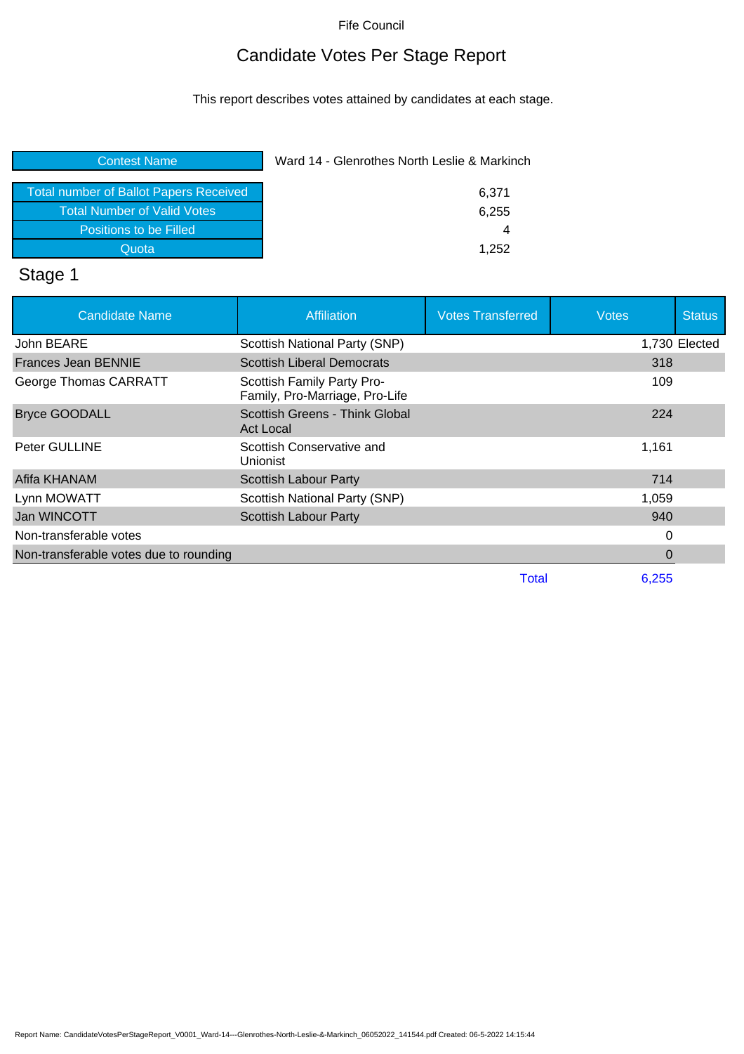Fife Council

# Candidate Votes Per Stage Report

This report describes votes attained by candidates at each stage.

| Contest Name | Ward 14 - Glenrothes North Leslie & Markinch |
| --- | --- |
| Total number of Ballot Papers Received | 6,371 |
| Total Number of Valid Votes | 6,255 |
| Positions to be Filled | 4 |
| Quota | 1,252 |

## Stage 1

| Candidate Name | Affiliation | Votes Transferred | Votes | Status |
| --- | --- | --- | --- | --- |
| John BEARE | Scottish National Party (SNP) | | 1,730 | Elected |
| Frances Jean BENNIE | Scottish Liberal Democrats | | 318 | |
| George Thomas CARRATT | Scottish Family Party Pro-Family, Pro-Marriage, Pro-Life | | 109 | |
| Bryce GOODALL | Scottish Greens - Think Global Act Local | | 224 | |
| Peter GULLINE | Scottish Conservative and Unionist | | 1,161 | |
| Afifa KHANAM | Scottish Labour Party | | 714 | |
| Lynn MOWATT | Scottish National Party (SNP) | | 1,059 | |
| Jan WINCOTT | Scottish Labour Party | | 940 | |
| Non-transferable votes | | | 0 | |
| Non-transferable votes due to rounding | | | 0 | |
| | | Total | 6,255 | |

Report Name: CandidateVotesPerStageReport_V0001_Ward-14---Glenrothes-North-Leslie-&-Markinch_06052022_141544.pdf Created: 06-5-2022 14:15:44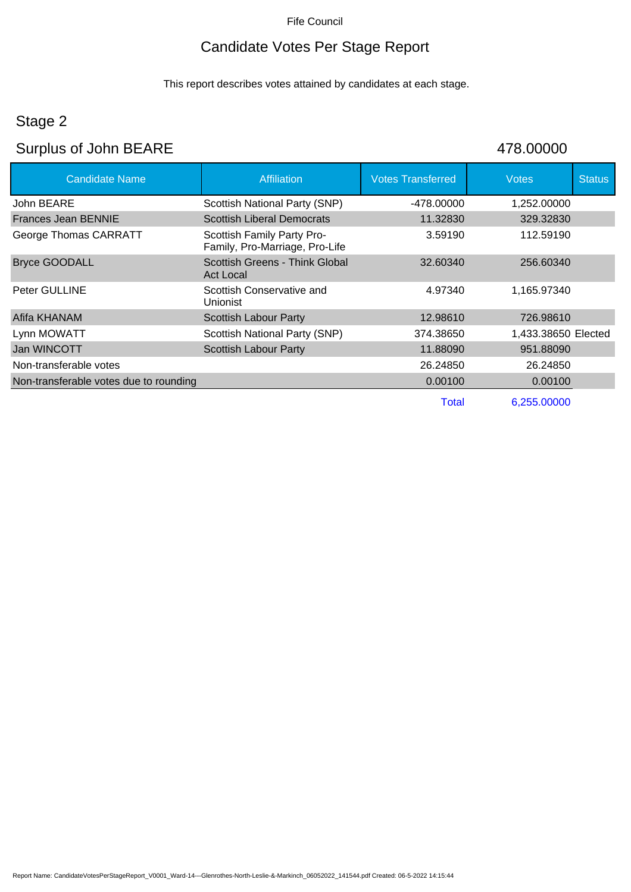Fife Council

# Candidate Votes Per Stage Report

This report describes votes attained by candidates at each stage.

## Stage 2

## Surplus of John BEARE 478.00000

| Candidate Name | Affiliation | Votes Transferred | Votes | Status |
|---|---|---|---|---|
| John BEARE | Scottish National Party (SNP) | -478.00000 | 1,252.00000 | |
| Frances Jean BENNIE | Scottish Liberal Democrats | 11.32830 | 329.32830 | |
| George Thomas CARRATT | Scottish Family Party Pro-Family, Pro-Marriage, Pro-Life | 3.59190 | 112.59190 | |
| Bryce GOODALL | Scottish Greens - Think Global Act Local | 32.60340 | 256.60340 | |
| Peter GULLINE | Scottish Conservative and Unionist | 4.97340 | 1,165.97340 | |
| Afifa KHANAM | Scottish Labour Party | 12.98610 | 726.98610 | |
| Lynn MOWATT | Scottish National Party (SNP) | 374.38650 | 1,433.38650 | Elected |
| Jan WINCOTT | Scottish Labour Party | 11.88090 | 951.88090 | |
| Non-transferable votes | | 26.24850 | 26.24850 | |
| Non-transferable votes due to rounding | | 0.00100 | 0.00100 | |
| | | Total | 6,255.00000 | |

Report Name: CandidateVotesPerStageReport_V0001_Ward-14---Glenrothes-North-Leslie-&-Markinch_06052022_141544.pdf Created: 06-5-2022 14:15:44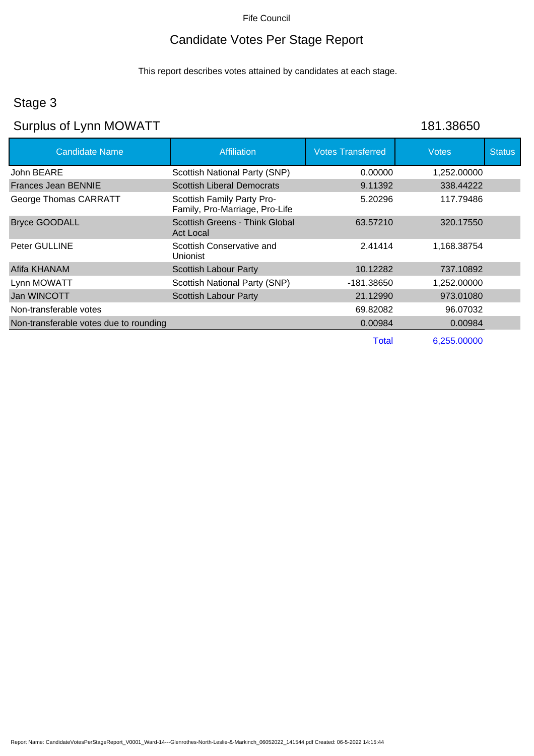Fife Council

# Candidate Votes Per Stage Report

This report describes votes attained by candidates at each stage.

## Stage 3

## Surplus of Lynn MOWATT 181.38650

| Candidate Name | Affiliation | Votes Transferred | Votes | Status |
|---|---|---|---|---|
| John BEARE | Scottish National Party (SNP) | 0.00000 | 1,252.00000 | |
| Frances Jean BENNIE | Scottish Liberal Democrats | 9.11392 | 338.44222 | |
| George Thomas CARRATT | Scottish Family Party Pro-Family, Pro-Marriage, Pro-Life | 5.20296 | 117.79486 | |
| Bryce GOODALL | Scottish Greens - Think Global Act Local | 63.57210 | 320.17550 | |
| Peter GULLINE | Scottish Conservative and Unionist | 2.41414 | 1,168.38754 | |
| Afifa KHANAM | Scottish Labour Party | 10.12282 | 737.10892 | |
| Lynn MOWATT | Scottish National Party (SNP) | -181.38650 | 1,252.00000 | |
| Jan WINCOTT | Scottish Labour Party | 21.12990 | 973.01080 | |
| Non-transferable votes | | 69.82082 | 96.07032 | |
| Non-transferable votes due to rounding | | 0.00984 | 0.00984 | |
| | | Total | 6,255.00000 | |

Report Name: CandidateVotesPerStageReport_V0001_Ward-14---Glenrothes-North-Leslie-&-Markinch_06052022_141544.pdf Created: 06-5-2022 14:15:44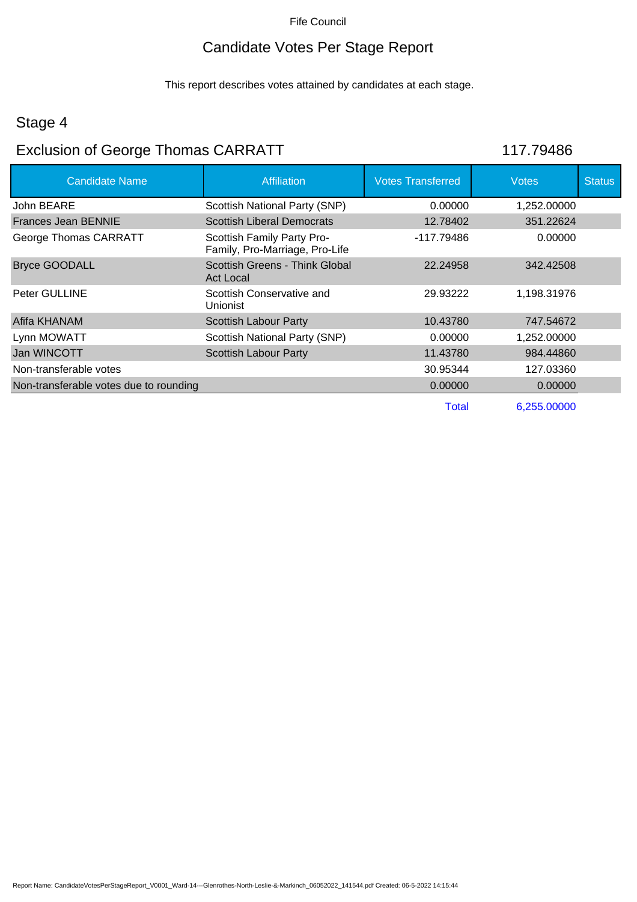Fife Council

# Candidate Votes Per Stage Report

This report describes votes attained by candidates at each stage.

## Stage 4

## Exclusion of George Thomas CARRATT 117.79486

| Candidate Name | Affiliation | Votes Transferred | Votes | Status |
|---|---|---|---|---|
| John BEARE | Scottish National Party (SNP) | 0.00000 | 1,252.00000 | |
| Frances Jean BENNIE | Scottish Liberal Democrats | 12.78402 | 351.22624 | |
| George Thomas CARRATT | Scottish Family Party Pro-Family, Pro-Marriage, Pro-Life | -117.79486 | 0.00000 | |
| Bryce GOODALL | Scottish Greens - Think Global Act Local | 22.24958 | 342.42508 | |
| Peter GULLINE | Scottish Conservative and Unionist | 29.93222 | 1,198.31976 | |
| Afifa KHANAM | Scottish Labour Party | 10.43780 | 747.54672 | |
| Lynn MOWATT | Scottish National Party (SNP) | 0.00000 | 1,252.00000 | |
| Jan WINCOTT | Scottish Labour Party | 11.43780 | 984.44860 | |
| Non-transferable votes | | 30.95344 | 127.03360 | |
| Non-transferable votes due to rounding | | 0.00000 | 0.00000 | |
| | | Total | 6,255.00000 | |

Report Name: CandidateVotesPerStageReport_V0001_Ward-14---Glenrothes-North-Leslie-&-Markinch_06052022_141544.pdf Created: 06-5-2022 14:15:44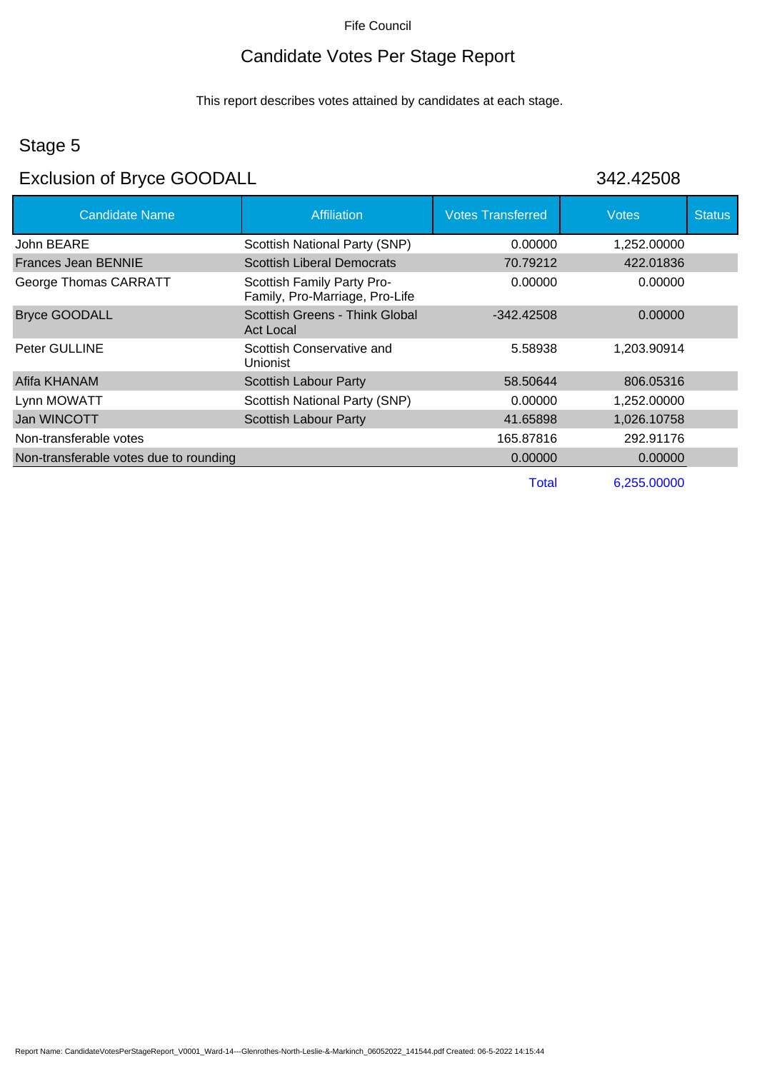Fife Council

# Candidate Votes Per Stage Report

This report describes votes attained by candidates at each stage.

## Stage 5

## Exclusion of Bryce GOODALL 342.42508

| Candidate Name | Affiliation | Votes Transferred | Votes | Status |
|---|---|---|---|---|
| John BEARE | Scottish National Party (SNP) | 0.00000 | 1,252.00000 | |
| Frances Jean BENNIE | Scottish Liberal Democrats | 70.79212 | 422.01836 | |
| George Thomas CARRATT | Scottish Family Party Pro-Family, Pro-Marriage, Pro-Life | 0.00000 | 0.00000 | |
| Bryce GOODALL | Scottish Greens - Think Global Act Local | -342.42508 | 0.00000 | |
| Peter GULLINE | Scottish Conservative and Unionist | 5.58938 | 1,203.90914 | |
| Afifa KHANAM | Scottish Labour Party | 58.50644 | 806.05316 | |
| Lynn MOWATT | Scottish National Party (SNP) | 0.00000 | 1,252.00000 | |
| Jan WINCOTT | Scottish Labour Party | 41.65898 | 1,026.10758 | |
| Non-transferable votes | | 165.87816 | 292.91176 | |
| Non-transferable votes due to rounding | | 0.00000 | 0.00000 | |
| | | Total | 6,255.00000 | |

Report Name: CandidateVotesPerStageReport_V0001_Ward-14---Glenrothes-North-Leslie-&-Markinch_06052022_141544.pdf Created: 06-5-2022 14:15:44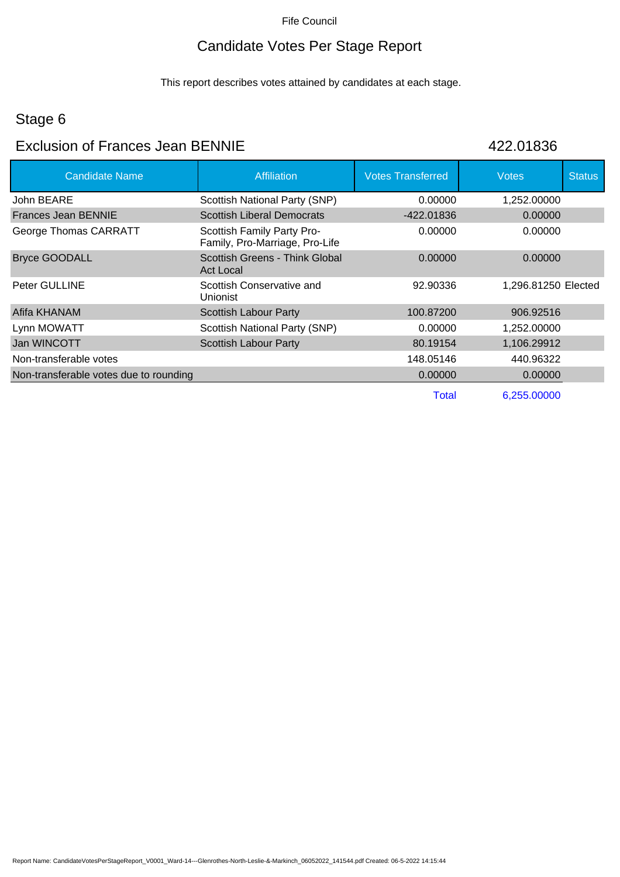Fife Council

# Candidate Votes Per Stage Report

This report describes votes attained by candidates at each stage.

## Stage 6

## Exclusion of Frances Jean BENNIE 422.01836

| Candidate Name | Affiliation | Votes Transferred | Votes | Status |
|---|---|---|---|---|
| John BEARE | Scottish National Party (SNP) | 0.00000 | 1,252.00000 | |
| Frances Jean BENNIE | Scottish Liberal Democrats | -422.01836 | 0.00000 | |
| George Thomas CARRATT | Scottish Family Party Pro-Family, Pro-Marriage, Pro-Life | 0.00000 | 0.00000 | |
| Bryce GOODALL | Scottish Greens - Think Global Act Local | 0.00000 | 0.00000 | |
| Peter GULLINE | Scottish Conservative and Unionist | 92.90336 | 1,296.81250 | Elected |
| Afifa KHANAM | Scottish Labour Party | 100.87200 | 906.92516 | |
| Lynn MOWATT | Scottish National Party (SNP) | 0.00000 | 1,252.00000 | |
| Jan WINCOTT | Scottish Labour Party | 80.19154 | 1,106.29912 | |
| Non-transferable votes | | 148.05146 | 440.96322 | |
| Non-transferable votes due to rounding | | 0.00000 | 0.00000 | |
| | | Total | 6,255.00000 | |

Report Name: CandidateVotesPerStageReport_V0001_Ward-14---Glenrothes-North-Leslie-&-Markinch_06052022_141544.pdf Created: 06-5-2022 14:15:44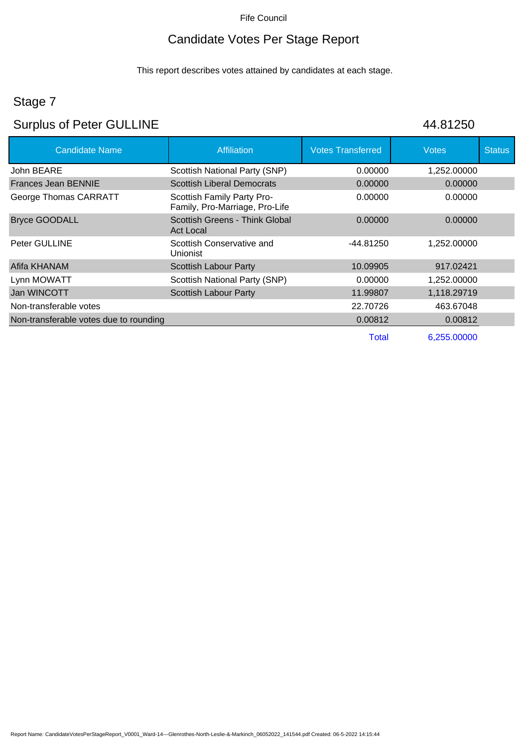Fife Council

# Candidate Votes Per Stage Report

This report describes votes attained by candidates at each stage.

## Stage 7

## Surplus of Peter GULLINE 44.81250

| Candidate Name | Affiliation | Votes Transferred | Votes | Status |
|---|---|---|---|---|
| John BEARE | Scottish National Party (SNP) | 0.00000 | 1,252.00000 | |
| Frances Jean BENNIE | Scottish Liberal Democrats | 0.00000 | 0.00000 | |
| George Thomas CARRATT | Scottish Family Party Pro-Family, Pro-Marriage, Pro-Life | 0.00000 | 0.00000 | |
| Bryce GOODALL | Scottish Greens - Think Global Act Local | 0.00000 | 0.00000 | |
| Peter GULLINE | Scottish Conservative and Unionist | -44.81250 | 1,252.00000 | |
| Afifa KHANAM | Scottish Labour Party | 10.09905 | 917.02421 | |
| Lynn MOWATT | Scottish National Party (SNP) | 0.00000 | 1,252.00000 | |
| Jan WINCOTT | Scottish Labour Party | 11.99807 | 1,118.29719 | |
| Non-transferable votes | | 22.70726 | 463.67048 | |
| Non-transferable votes due to rounding | | 0.00812 | 0.00812 | |
| | | Total | 6,255.00000 | |

Report Name: CandidateVotesPerStageReport_V0001_Ward-14---Glenrothes-North-Leslie-&-Markinch_06052022_141544.pdf Created: 06-5-2022 14:15:44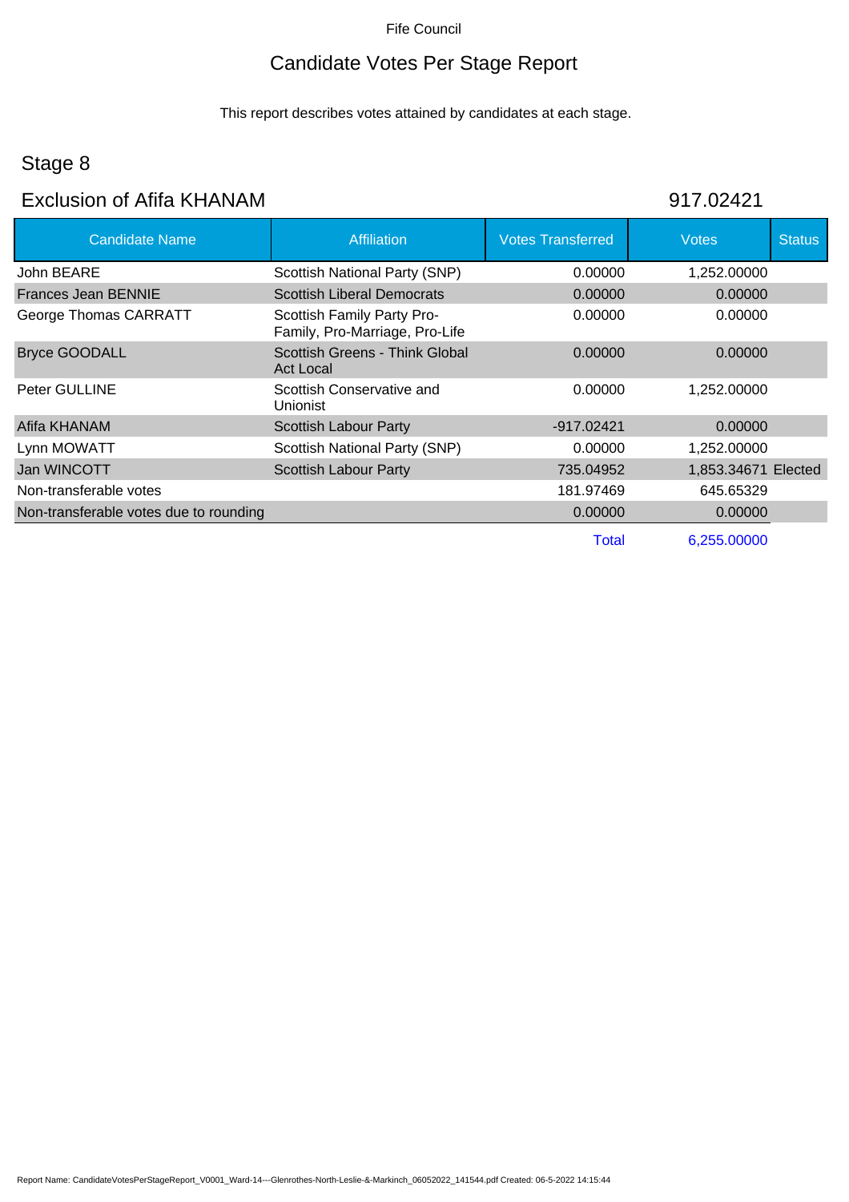Fife Council

# Candidate Votes Per Stage Report

This report describes votes attained by candidates at each stage.

## Stage 8

## Exclusion of Afifa KHANAM 917.02421

| Candidate Name | Affiliation | Votes Transferred | Votes | Status |
|---|---|---|---|---|
| John BEARE | Scottish National Party (SNP) | 0.00000 | 1,252.00000 | |
| Frances Jean BENNIE | Scottish Liberal Democrats | 0.00000 | 0.00000 | |
| George Thomas CARRATT | Scottish Family Party Pro-Family, Pro-Marriage, Pro-Life | 0.00000 | 0.00000 | |
| Bryce GOODALL | Scottish Greens - Think Global Act Local | 0.00000 | 0.00000 | |
| Peter GULLINE | Scottish Conservative and Unionist | 0.00000 | 1,252.00000 | |
| Afifa KHANAM | Scottish Labour Party | -917.02421 | 0.00000 | |
| Lynn MOWATT | Scottish National Party (SNP) | 0.00000 | 1,252.00000 | |
| Jan WINCOTT | Scottish Labour Party | 735.04952 | 1,853.34671 | Elected |
| Non-transferable votes | | 181.97469 | 645.65329 | |
| Non-transferable votes due to rounding | | 0.00000 | 0.00000 | |
| | | Total | 6,255.00000 | |

Report Name: CandidateVotesPerStageReport_V0001_Ward-14---Glenrothes-North-Leslie-&-Markinch_06052022_141544.pdf Created: 06-5-2022 14:15:44